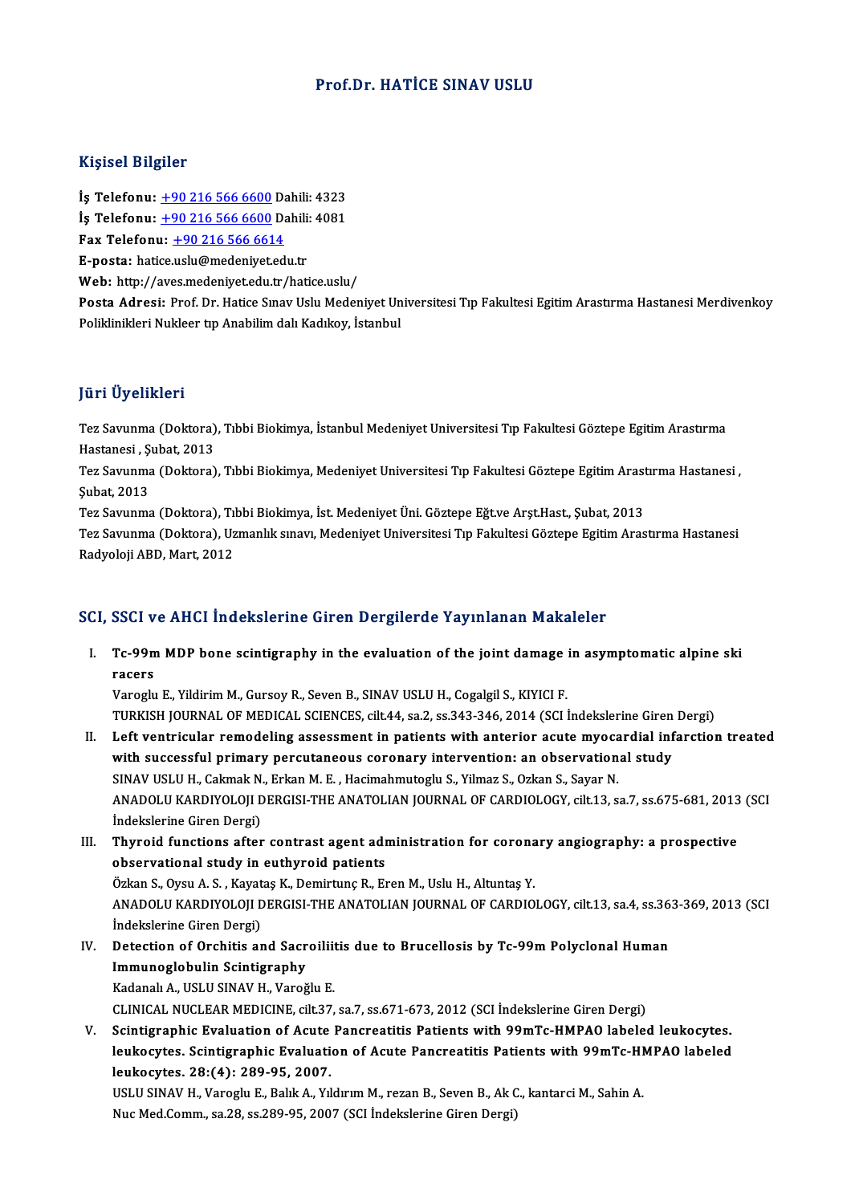# Prof.Dr. HATİCE SINAV USLU

## Kişisel Bilgiler

**İş Telefonu:** +90 216 566 6600 Dahili: 4323
**İş Telefonu:** +90 216 566 6600 Dahili: 4081
**Fax Telefonu:** +90 216 566 6614
**E-posta:** hatice.uslu@medeniyet.edu.tr
**Web:** http://aves.medeniyet.edu.tr/hatice.uslu/
**Posta Adresi:** Prof. Dr. Hatice Sınav Uslu Medeniyet Universitesi Tıp Fakultesi Egitim Arastırma Hastanesi Merdivenkoy Poliklinikleri Nukleer tıp Anabilim dalı Kadıkoy, İstanbul

## Jüri Üyelikleri

Tez Savunma (Doktora), Tıbbi Biokimya, İstanbul Medeniyet Universitesi Tıp Fakultesi Göztepe Egitim Arastırma Hastanesi , Şubat, 2013

Tez Savunma (Doktora), Tıbbi Biokimya, Medeniyet Universitesi Tıp Fakultesi Göztepe Egitim Arastırma Hastanesi , Şubat, 2013

Tez Savunma (Doktora), Tıbbi Biokimya, İst. Medeniyet Üni. Göztepe Eğt.ve Arşt.Hast., Şubat, 2013

Tez Savunma (Doktora), Uzmanlık sınavı, Medeniyet Universitesi Tıp Fakultesi Göztepe Egitim Arastırma Hastanesi Radyoloji ABD, Mart, 2012

## SCI, SSCI ve AHCI İndekslerine Giren Dergilerde Yayınlanan Makaleler

I. **Tc-99m MDP bone scintigraphy in the evaluation of the joint damage in asymptomatic alpine ski racers**
Varoglu E., Yildirim M., Gursoy R., Seven B., SINAV USLU H., Cogalgil S., KIYICI F.
TURKISH JOURNAL OF MEDICAL SCIENCES, cilt.44, sa.2, ss.343-346, 2014 (SCI İndekslerine Giren Dergi)

II. **Left ventricular remodeling assessment in patients with anterior acute myocardial infarction treated with successful primary percutaneous coronary intervention: an observational study**
SINAV USLU H., Cakmak N., Erkan M. E. , Hacimahmutoglu S., Yilmaz S., Ozkan S., Sayar N.
ANADOLU KARDIYOLOJI DERGISI-THE ANATOLIAN JOURNAL OF CARDIOLOGY, cilt.13, sa.7, ss.675-681, 2013 (SCI İndekslerine Giren Dergi)

III. **Thyroid functions after contrast agent administration for coronary angiography: a prospective observational study in euthyroid patients**
Özkan S., Oysu A. S. , Kayataş K., Demirtunç R., Eren M., Uslu H., Altuntaş Y.
ANADOLU KARDIYOLOJI DERGISI-THE ANATOLIAN JOURNAL OF CARDIOLOGY, cilt.13, sa.4, ss.363-369, 2013 (SCI İndekslerine Giren Dergi)

IV. **Detection of Orchitis and Sacroiliitis due to Brucellosis by Tc-99m Polyclonal Human Immunoglobulin Scintigraphy**
Kadanalı A., USLU SINAV H., Varoğlu E.
CLINICAL NUCLEAR MEDICINE, cilt.37, sa.7, ss.671-673, 2012 (SCI İndekslerine Giren Dergi)

V. **Scintigraphic Evaluation of Acute Pancreatitis Patients with 99mTc-HMPAO labeled leukocytes. leukocytes. Scintigraphic Evaluation of Acute Pancreatitis Patients with 99mTc-HMPAO labeled leukocytes. 28:(4): 289-95, 2007.**
USLU SINAV H., Varoglu E., Balık A., Yıldırım M., rezan B., Seven B., Ak C., kantarci M., Sahin A.
Nuc Med.Comm., sa.28, ss.289-95, 2007 (SCI İndekslerine Giren Dergi)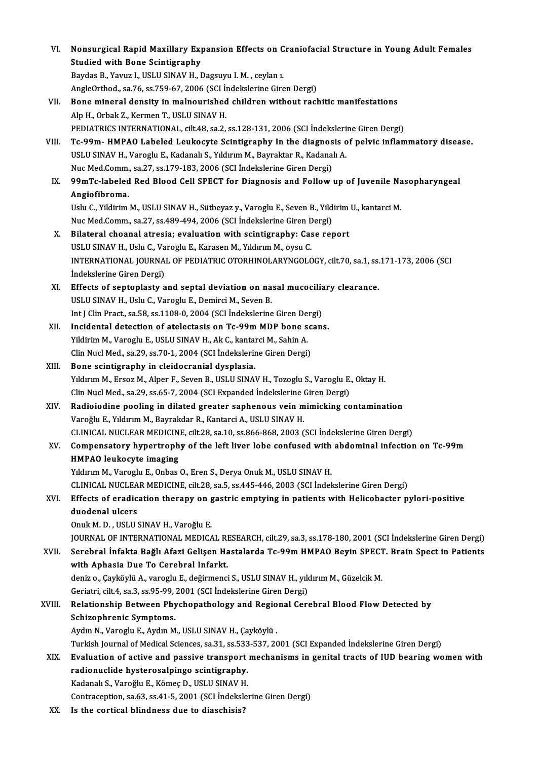VI. **Nonsurgical Rapid Maxillary Expansion Effects on Craniofacial Structure in Young Adult Females Studied with Bone Scintigraphy**
Baydas B., Yavuz I., USLU SINAV H., Dagsuyu I. M. , ceylan ı.
AngleOrthod., sa.76, ss.759-67, 2006 (SCI İndekslerine Giren Dergi)

VII. **Bone mineral density in malnourished children without rachitic manifestations**
Alp H., Orbak Z., Kermen T., USLU SINAV H.
PEDIATRICS INTERNATIONAL, cilt.48, sa.2, ss.128-131, 2006 (SCI İndekslerine Giren Dergi)

VIII. **Tc-99m- HMPAO Labeled Leukocyte Scintigraphy In the diagnosis of pelvic inflammatory disease.**
USLU SINAV H., Varoglu E., Kadanalı S., Yıldırım M., Bayraktar R., Kadanalı A.
Nuc Med.Comm., sa.27, ss.179-183, 2006 (SCI İndekslerine Giren Dergi)

IX. **99mTc-labeled Red Blood Cell SPECT for Diagnosis and Follow up of Juvenile Nasopharyngeal Angiofibroma.**
Uslu C., Yildirim M., USLU SINAV H., Sütbeyaz y., Varoglu E., Seven B., Yildirim U., kantarci M.
Nuc Med.Comm., sa.27, ss.489-494, 2006 (SCI İndekslerine Giren Dergi)

X. **Bilateral choanal atresia; evaluation with scintigraphy: Case report**
USLU SINAV H., Uslu C., Varoglu E., Karasen M., Yıldırım M., oysu C.
INTERNATIONAL JOURNAL OF PEDIATRIC OTORHINOLARYNGOLOGY, cilt.70, sa.1, ss.171-173, 2006 (SCI İndekslerine Giren Dergi)

XI. **Effects of septoplasty and septal deviation on nasal mucociliary clearance.**
USLU SINAV H., Uslu C., Varoglu E., Demirci M., Seven B.
Int J Clin Pract., sa.58, ss.1108-0, 2004 (SCI İndekslerine Giren Dergi)

XII. **Incidental detection of atelectasis on Tc-99m MDP bone scans.**
Yildirim M., Varoglu E., USLU SINAV H., Ak C., kantarci M., Sahin A.
Clin Nucl Med., sa.29, ss.70-1, 2004 (SCI İndekslerine Giren Dergi)

XIII. **Bone scintigraphy in cleidocranial dysplasia.**
Yıldırım M., Ersoz M., Alper F., Seven B., USLU SINAV H., Tozoglu S., Varoglu E., Oktay H.
Clin Nucl Med., sa.29, ss.65-7, 2004 (SCI Expanded İndekslerine Giren Dergi)

XIV. **Radioiodine pooling in dilated greater saphenous vein mimicking contamination**
Varoğlu E., Yıldırım M., Bayrakdar R., Kantarci A., USLU SINAV H.
CLINICAL NUCLEAR MEDICINE, cilt.28, sa.10, ss.866-868, 2003 (SCI İndekslerine Giren Dergi)

XV. **Compensatory hypertrophy of the left liver lobe confused with abdominal infection on Tc-99m HMPAO leukocyte imaging**
Yıldırım M., Varoglu E., Onbas O., Eren S., Derya Onuk M., USLU SINAV H.
CLINICAL NUCLEAR MEDICINE, cilt.28, sa.5, ss.445-446, 2003 (SCI İndekslerine Giren Dergi)

XVI. **Effects of eradication therapy on gastric emptying in patients with Helicobacter pylori-positive duodenal ulcers**
Onuk M. D. , USLU SINAV H., Varoğlu E.
JOURNAL OF INTERNATIONAL MEDICAL RESEARCH, cilt.29, sa.3, ss.178-180, 2001 (SCI İndekslerine Giren Dergi)

XVII. **Serebral İnfakta Bağlı Afazi Gelişen Hastalarda Tc-99m HMPAO Beyin SPECT. Brain Spect in Patients with Aphasia Due To Cerebral Infarkt.**
deniz o., Çayköylü A., varoglu E., değirmenci S., USLU SINAV H., yıldırım M., Güzelcik M.
Geriatri, cilt.4, sa.3, ss.95-99, 2001 (SCI İndekslerine Giren Dergi)

XVIII. **Relationship Between Phychopathology and Regional Cerebral Blood Flow Detected by Schizophrenic Symptoms.**
Aydın N., Varoglu E., Aydın M., USLU SINAV H., Çayköylü .
Turkish Journal of Medical Sciences, sa.31, ss.533-537, 2001 (SCI Expanded İndekslerine Giren Dergi)

XIX. **Evaluation of active and passive transport mechanisms in genital tracts of IUD bearing women with radionuclide hysterosalpingo scintigraphy.**
Kadanalı S., Varoğlu E., Kömeç D., USLU SINAV H.
Contraception, sa.63, ss.41-5, 2001 (SCI İndekslerine Giren Dergi)

XX. **Is the cortical blindness due to diaschisis?**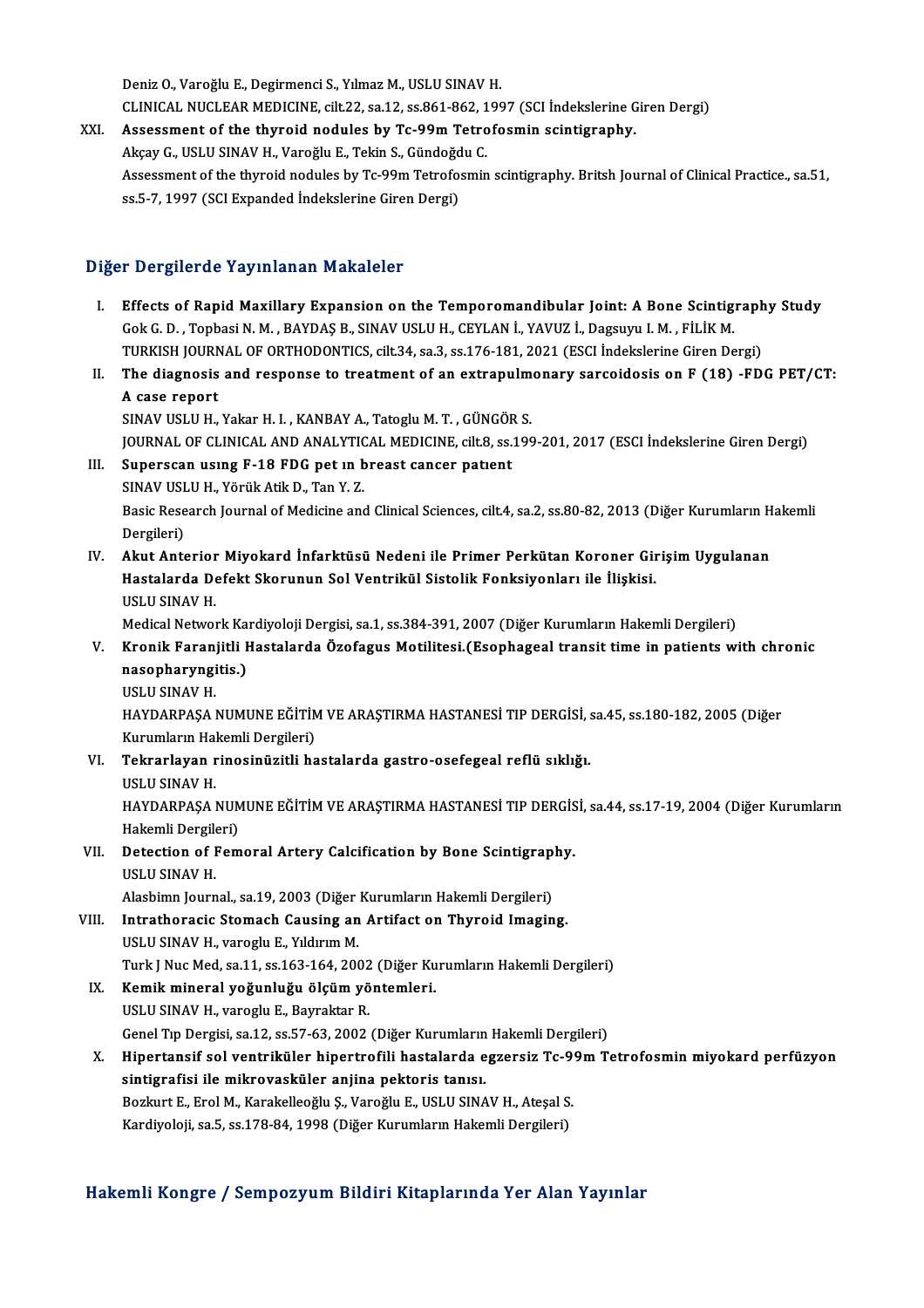Deniz O., Varoğlu E., Degirmenci S., Yılmaz M., USLU SINAV H.
CLINICAL NUCLEAR MEDICINE, cilt.22, sa.12, ss.861-862, 1997 (SCI İndekslerine Giren Dergi)

XXI. **Assessment of the thyroid nodules by Tc-99m Tetrofosmin scintigraphy.**
Akçay G., USLU SINAV H., Varoğlu E., Tekin S., Gündoğdu C.
Assessment of the thyroid nodules by Tc-99m Tetrofosmin scintigraphy. Britsh Journal of Clinical Practice., sa.51, ss.5-7, 1997 (SCI Expanded İndekslerine Giren Dergi)

## Diğer Dergilerde Yayınlanan Makaleler

I. **Effects of Rapid Maxillary Expansion on the Temporomandibular Joint: A Bone Scintigraphy Study**
Gok G. D. , Topbasi N. M. , BAYDAŞ B., SINAV USLU H., CEYLAN İ., YAVUZ İ., Dagsuyu I. M. , FİLİK M.
TURKISH JOURNAL OF ORTHODONTICS, cilt.34, sa.3, ss.176-181, 2021 (ESCI İndekslerine Giren Dergi)

II. **The diagnosis and response to treatment of an extrapulmonary sarcoidosis on F (18) -FDG PET/CT: A case report**
SINAV USLU H., Yakar H. I. , KANBAY A., Tatoglu M. T. , GÜNGÖR S.
JOURNAL OF CLINICAL AND ANALYTICAL MEDICINE, cilt.8, ss.199-201, 2017 (ESCI İndekslerine Giren Dergi)

III. **Superscan usıng F-18 FDG pet ın breast cancer patıent**
SINAV USLU H., Yörük Atik D., Tan Y. Z.
Basic Research Journal of Medicine and Clinical Sciences, cilt.4, sa.2, ss.80-82, 2013 (Diğer Kurumların Hakemli Dergileri)

IV. **Akut Anterior Miyokard İnfarktüsü Nedeni ile Primer Perkütan Koroner Girişim Uygulanan Hastalarda Defekt Skorunun Sol Ventrikül Sistolik Fonksiyonları ile İlişkisi.**
USLU SINAV H.
Medical Network Kardiyoloji Dergisi, sa.1, ss.384-391, 2007 (Diğer Kurumların Hakemli Dergileri)

V. **Kronik Faranjitli Hastalarda Özofagus Motilitesi.(Esophageal transit time in patients with chronic nasopharyngitis.)**
USLU SINAV H.
HAYDARPAŞA NUMUNE EĞİTİM VE ARAŞTIRMA HASTANESİ TIP DERGİSİ, sa.45, ss.180-182, 2005 (Diğer Kurumların Hakemli Dergileri)

VI. **Tekrarlayan rinosinüzitli hastalarda gastro-osefegeal reflü sıklığı.**
USLU SINAV H.
HAYDARPAŞA NUMUNE EĞİTİM VE ARAŞTIRMA HASTANESİ TIP DERGİSİ, sa.44, ss.17-19, 2004 (Diğer Kurumların Hakemli Dergileri)

VII. **Detection of Femoral Artery Calcification by Bone Scintigraphy.**
USLU SINAV H.
Alasbimn Journal., sa.19, 2003 (Diğer Kurumların Hakemli Dergileri)

VIII. **Intrathoracic Stomach Causing an Artifact on Thyroid Imaging.**
USLU SINAV H., varoglu E., Yıldırım M.
Turk J Nuc Med, sa.11, ss.163-164, 2002 (Diğer Kurumların Hakemli Dergileri)

IX. **Kemik mineral yoğunluğu ölçüm yöntemleri.**
USLU SINAV H., varoglu E., Bayraktar R.
Genel Tıp Dergisi, sa.12, ss.57-63, 2002 (Diğer Kurumların Hakemli Dergileri)

X. **Hipertansif sol ventriküler hipertrofili hastalarda egzersiz Tc-99m Tetrofosmin miyokard perfüzyon sintigrafisi ile mikrovasküler anjina pektoris tanısı.**
Bozkurt E., Erol M., Karakelleoğlu Ş., Varoğlu E., USLU SINAV H., Ateşal S.
Kardiyoloji, sa.5, ss.178-84, 1998 (Diğer Kurumların Hakemli Dergileri)

## Hakemli Kongre / Sempozyum Bildiri Kitaplarında Yer Alan Yayınlar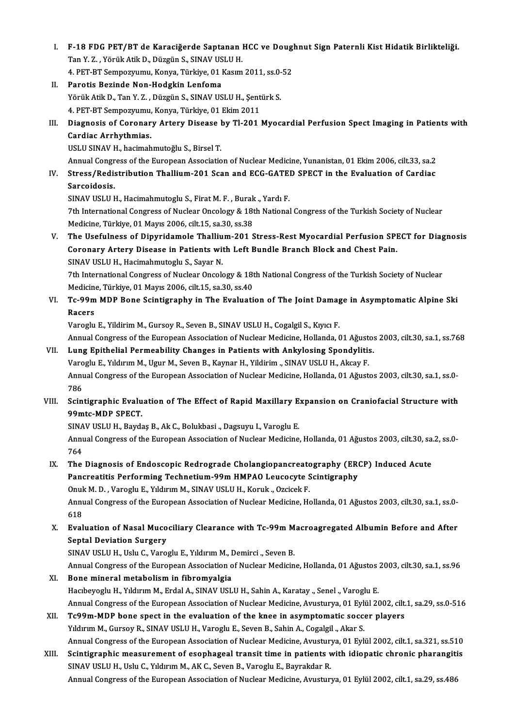I. **F-18 FDG PET/BT de Karaciğerde Saptanan HCC ve Doughnut Sign Paternli Kist Hidatik Birlikteliği.**
   Tan Y. Z. , Yörük Atik D., Düzgün S., SINAV USLU H.
   4. PET-BT Sempozyumu, Konya, Türkiye, 01 Kasım 2011, ss.0-52

II. **Parotis Bezinde Non-Hodgkin Lenfoma**
   Yörük Atik D., Tan Y. Z. , Düzgün S., SINAV USLU H., Şentürk S.
   4. PET-BT Sempozyumu, Konya, Türkiye, 01 Ekim 2011

III. **Diagnosis of Coronary Artery Disease by Tl-201 Myocardial Perfusion Spect Imaging in Patients with Cardiac Arrhythmias.**
   USLU SINAV H., hacimahmutoğlu S., Birsel T.
   Annual Congress of the European Association of Nuclear Medicine, Yunanistan, 01 Ekim 2006, cilt.33, sa.2

IV. **Stress/Redistribution Thallium-201 Scan and ECG-GATED SPECT in the Evaluation of Cardiac Sarcoidosis.**
   SINAV USLU H., Hacimahmutoglu S., Firat M. F. , Burak ., Yardı F.
   7th International Congress of Nuclear Oncology & 18th National Congress of the Turkish Society of Nuclear Medicine, Türkiye, 01 Mayıs 2006, cilt.15, sa.30, ss.38

V. **The Usefulness of Dipyridamole Thallium-201 Stress-Rest Myocardial Perfusion SPECT for Diagnosis Coronary Artery Disease in Patients with Left Bundle Branch Block and Chest Pain.**
   SINAV USLU H., Hacimahmutoglu S., Sayar N.
   7th International Congress of Nuclear Oncology & 18th National Congress of the Turkish Society of Nuclear Medicine, Türkiye, 01 Mayıs 2006, cilt.15, sa.30, ss.40

VI. **Tc-99m MDP Bone Scintigraphy in The Evaluation of The Joint Damage in Asymptomatic Alpine Ski Racers**
   Varoglu E., Yildirim M., Gursoy R., Seven B., SINAV USLU H., Cogalgil S., Kıyıcı F.
   Annual Congress of the European Association of Nuclear Medicine, Hollanda, 01 Ağustos 2003, cilt.30, sa.1, ss.768

VII. **Lung Epithelial Permeability Changes in Patients with Ankylosing Spondylitis.**
   Varoglu E., Yıldırım M., Ugur M., Seven B., Kaynar H., Yildirim ., SINAV USLU H., Akcay F.
   Annual Congress of the European Association of Nuclear Medicine, Hollanda, 01 Ağustos 2003, cilt.30, sa.1, ss.0-786

VIII. **Scintigraphic Evaluation of The Effect of Rapid Maxillary Expansion on Craniofacial Structure with 99mtc-MDP SPECT.**
   SINAV USLU H., Baydaş B., Ak C., Bolukbasi ., Dagsuyu I., Varoglu E.
   Annual Congress of the European Association of Nuclear Medicine, Hollanda, 01 Ağustos 2003, cilt.30, sa.2, ss.0-764

IX. **The Diagnosis of Endoscopic Redrograde Cholangiopancreatography (ERCP) Induced Acute Pancreatitis Performing Technetium-99m HMPAO Leucocyte Scintigraphy**
   Onuk M. D. , Varoglu E., Yıldırım M., SINAV USLU H., Koruk ., Ozcicek F.
   Annual Congress of the European Association of Nuclear Medicine, Hollanda, 01 Ağustos 2003, cilt.30, sa.1, ss.0-618

X. **Evaluation of Nasal Mucociliary Clearance with Tc-99m Macroagregated Albumin Before and After Septal Deviation Surgery**
   SINAV USLU H., Uslu C., Varoglu E., Yıldırım M., Demirci ., Seven B.
   Annual Congress of the European Association of Nuclear Medicine, Hollanda, 01 Ağustos 2003, cilt.30, sa.1, ss.96

XI. **Bone mineral metabolism in fibromyalgia**
   Hacıbeyoglu H., Yıldırım M., Erdal A., SINAV USLU H., Sahin A., Karatay ., Senel ., Varoglu E.
   Annual Congress of the European Association of Nuclear Medicine, Avusturya, 01 Eylül 2002, cilt.1, sa.29, ss.0-516

XII. **Tc99m-MDP bone spect in the evaluation of the knee in asymptomatic soccer players**
   Yıldırım M., Gursoy R., SINAV USLU H., Varoglu E., Seven B., Sahin A., Cogalgil ., Akar S.
   Annual Congress of the European Association of Nuclear Medicine, Avusturya, 01 Eylül 2002, cilt.1, sa.321, ss.510

XIII. **Scintigraphic measurement of esophageal transit time in patients with idiopatic chronic pharangitis**
   SINAV USLU H., Uslu C., Yıldırım M., AK C., Seven B., Varoglu E., Bayrakdar R.
   Annual Congress of the European Association of Nuclear Medicine, Avusturya, 01 Eylül 2002, cilt.1, sa.29, ss.486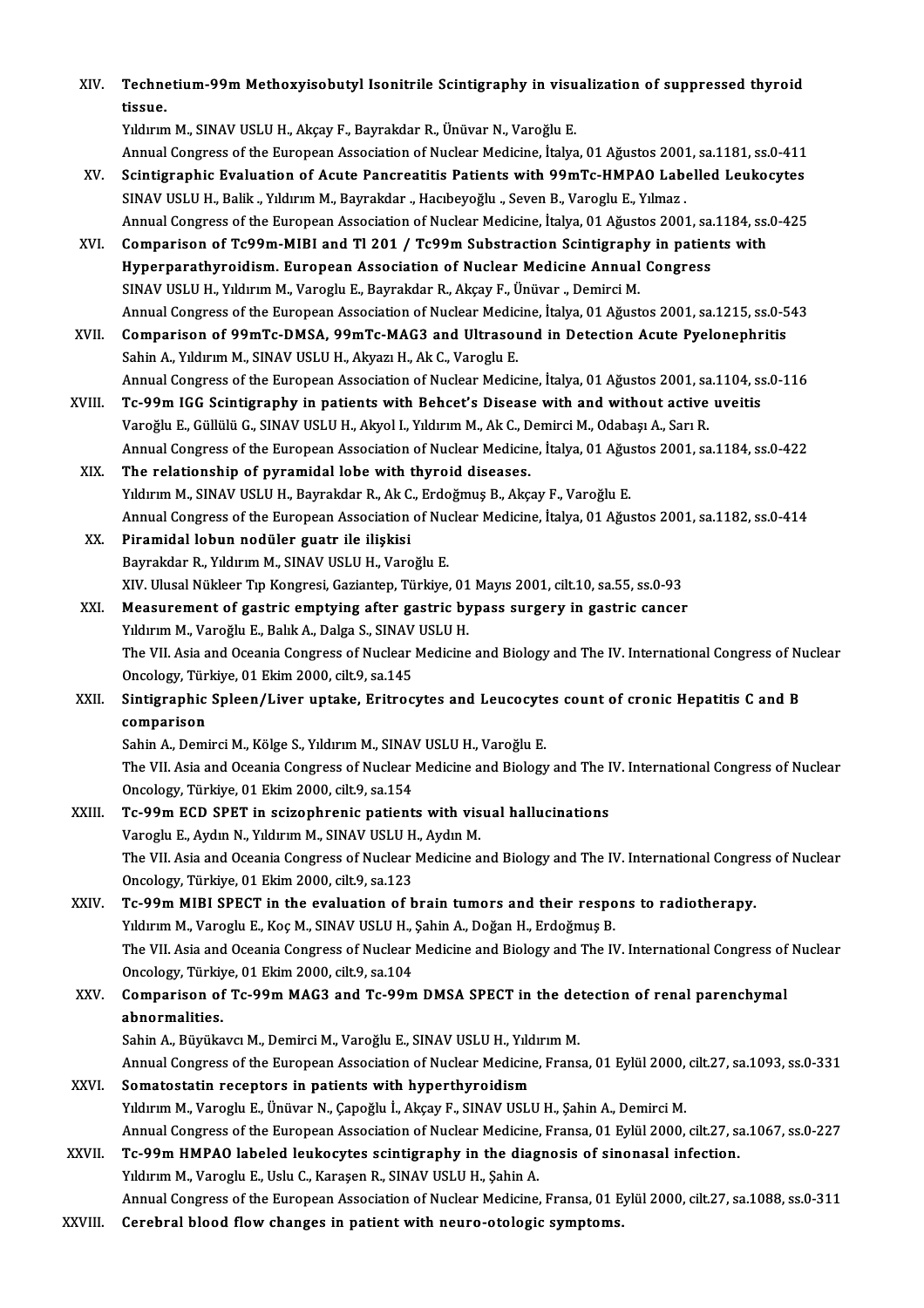XIV. **Technetium-99m Methoxyisobutyl Isonitrile Scintigraphy in visualization of suppressed thyroid tissue.**
Yıldırım M., SINAV USLU H., Akçay F., Bayrakdar R., Ünüvar N., Varoğlu E.
Annual Congress of the European Association of Nuclear Medicine, İtalya, 01 Ağustos 2001, sa.1181, ss.0-411

XV. **Scintigraphic Evaluation of Acute Pancreatitis Patients with 99mTc-HMPAO Labelled Leukocytes**
SINAV USLU H., Balik ., Yıldırım M., Bayrakdar ., Hacıbeyoğlu ., Seven B., Varoglu E., Yılmaz .
Annual Congress of the European Association of Nuclear Medicine, İtalya, 01 Ağustos 2001, sa.1184, ss.0-425

XVI. **Comparison of Tc99m-MIBI and Tl 201 / Tc99m Substraction Scintigraphy in patients with Hyperparathyroidism. European Association of Nuclear Medicine Annual Congress**
SINAV USLU H., Yıldırım M., Varoglu E., Bayrakdar R., Akçay F., Ünüvar ., Demirci M.
Annual Congress of the European Association of Nuclear Medicine, İtalya, 01 Ağustos 2001, sa.1215, ss.0-543

XVII. **Comparison of 99mTc-DMSA, 99mTc-MAG3 and Ultrasound in Detection Acute Pyelonephritis**
Sahin A., Yıldırım M., SINAV USLU H., Akyazı H., Ak C., Varoglu E.
Annual Congress of the European Association of Nuclear Medicine, İtalya, 01 Ağustos 2001, sa.1104, ss.0-116

XVIII. **Tc-99m IGG Scintigraphy in patients with Behcet's Disease with and without active uveitis**
Varoğlu E., Güllülü G., SINAV USLU H., Akyol I., Yıldırım M., Ak C., Demirci M., Odabaşı A., Sarı R.
Annual Congress of the European Association of Nuclear Medicine, İtalya, 01 Ağustos 2001, sa.1184, ss.0-422

XIX. **The relationship of pyramidal lobe with thyroid diseases.**
Yıldırım M., SINAV USLU H., Bayrakdar R., Ak C., Erdoğmuş B., Akçay F., Varoğlu E.
Annual Congress of the European Association of Nuclear Medicine, İtalya, 01 Ağustos 2001, sa.1182, ss.0-414

XX. **Piramidal lobun nodüler guatr ile ilişkisi**
Bayrakdar R., Yıldırım M., SINAV USLU H., Varoğlu E.
XIV. Ulusal Nükleer Tıp Kongresi, Gaziantep, Türkiye, 01 Mayıs 2001, cilt.10, sa.55, ss.0-93

XXI. **Measurement of gastric emptying after gastric bypass surgery in gastric cancer**
Yıldırım M., Varoğlu E., Balık A., Dalga S., SINAV USLU H.
The VII. Asia and Oceania Congress of Nuclear Medicine and Biology and The IV. International Congress of Nuclear Oncology, Türkiye, 01 Ekim 2000, cilt.9, sa.145

XXII. **Sintigraphic Spleen/Liver uptake, Eritrocytes and Leucocytes count of cronic Hepatitis C and B comparison**
Sahin A., Demirci M., Kölge S., Yıldırım M., SINAV USLU H., Varoğlu E.
The VII. Asia and Oceania Congress of Nuclear Medicine and Biology and The IV. International Congress of Nuclear Oncology, Türkiye, 01 Ekim 2000, cilt.9, sa.154

XXIII. **Tc-99m ECD SPET in scizophrenic patients with visual hallucinations**
Varoglu E., Aydın N., Yıldırım M., SINAV USLU H., Aydın M.
The VII. Asia and Oceania Congress of Nuclear Medicine and Biology and The IV. International Congress of Nuclear Oncology, Türkiye, 01 Ekim 2000, cilt.9, sa.123

XXIV. **Tc-99m MIBI SPECT in the evaluation of brain tumors and their respons to radiotherapy.**
Yıldırım M., Varoglu E., Koç M., SINAV USLU H., Şahin A., Doğan H., Erdoğmuş B.
The VII. Asia and Oceania Congress of Nuclear Medicine and Biology and The IV. International Congress of Nuclear Oncology, Türkiye, 01 Ekim 2000, cilt.9, sa.104

XXV. **Comparison of Tc-99m MAG3 and Tc-99m DMSA SPECT in the detection of renal parenchymal abnormalities.**
Sahin A., Büyükavcı M., Demirci M., Varoğlu E., SINAV USLU H., Yıldırım M.
Annual Congress of the European Association of Nuclear Medicine, Fransa, 01 Eylül 2000, cilt.27, sa.1093, ss.0-331

XXVI. **Somatostatin receptors in patients with hyperthyroidism**
Yıldırım M., Varoglu E., Ünüvar N., Çapoğlu İ., Akçay F., SINAV USLU H., Şahin A., Demirci M.
Annual Congress of the European Association of Nuclear Medicine, Fransa, 01 Eylül 2000, cilt.27, sa.1067, ss.0-227

XXVII. **Tc-99m HMPAO labeled leukocytes scintigraphy in the diagnosis of sinonasal infection.**
Yıldırım M., Varoglu E., Uslu C., Karaşen R., SINAV USLU H., Şahin A.
Annual Congress of the European Association of Nuclear Medicine, Fransa, 01 Eylül 2000, cilt.27, sa.1088, ss.0-311

XXVIII. **Cerebral blood flow changes in patient with neuro-otologic symptoms.**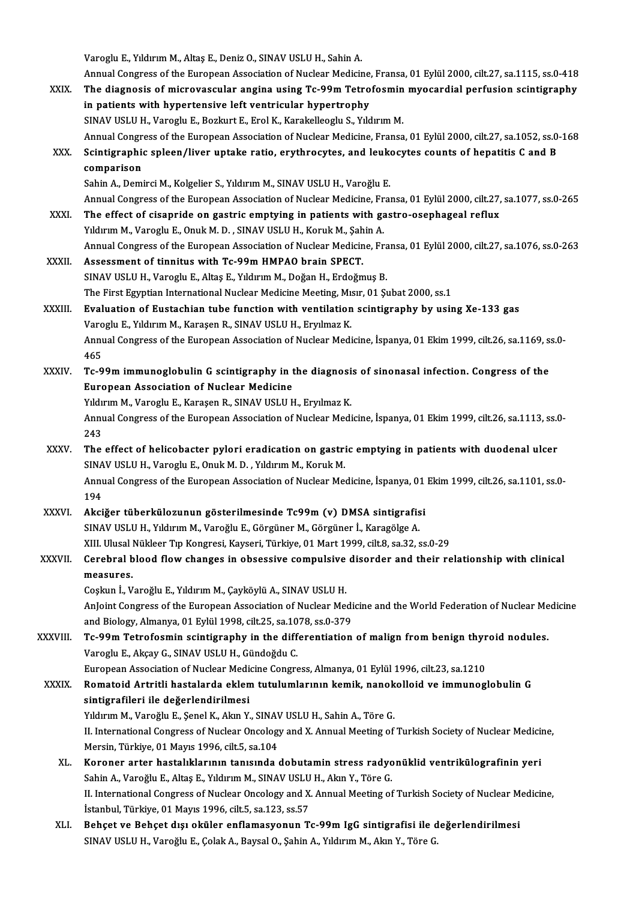Varoglu E., Yıldırım M., Altaş E., Deniz O., SINAV USLU H., Sahin A.
Annual Congress of the European Association of Nuclear Medicine, Fransa, 01 Eylül 2000, cilt.27, sa.1115, ss.0-418

XXIX. **The diagnosis of microvascular angina using Tc-99m Tetrofosmin myocardial perfusion scintigraphy in patients with hypertensive left ventricular hypertrophy**
SINAV USLU H., Varoglu E., Bozkurt E., Erol K., Karakelleoglu S., Yıldırım M.
Annual Congress of the European Association of Nuclear Medicine, Fransa, 01 Eylül 2000, cilt.27, sa.1052, ss.0-168

XXX. **Scintigraphic spleen/liver uptake ratio, erythrocytes, and leukocytes counts of hepatitis C and B comparison**
Sahin A., Demirci M., Kolgelier S., Yıldırım M., SINAV USLU H., Varoğlu E.
Annual Congress of the European Association of Nuclear Medicine, Fransa, 01 Eylül 2000, cilt.27, sa.1077, ss.0-265

XXXI. **The effect of cisapride on gastric emptying in patients with gastro-osephageal reflux**
Yıldırım M., Varoglu E., Onuk M. D. , SINAV USLU H., Koruk M., Şahin A.
Annual Congress of the European Association of Nuclear Medicine, Fransa, 01 Eylül 2000, cilt.27, sa.1076, ss.0-263

XXXII. **Assessment of tinnitus with Tc-99m HMPAO brain SPECT.**
SINAV USLU H., Varoglu E., Altaş E., Yıldırım M., Doğan H., Erdoğmuş B.
The First Egyptian International Nuclear Medicine Meeting, Mısır, 01 Şubat 2000, ss.1

XXXIII. **Evaluation of Eustachian tube function with ventilation scintigraphy by using Xe-133 gas**
Varoglu E., Yıldırım M., Karaşen R., SINAV USLU H., Eryılmaz K.
Annual Congress of the European Association of Nuclear Medicine, İspanya, 01 Ekim 1999, cilt.26, sa.1169, ss.0-465

XXXIV. **Tc-99m immunoglobulin G scintigraphy in the diagnosis of sinonasal infection. Congress of the European Association of Nuclear Medicine**
Yıldırım M., Varoglu E., Karaşen R., SINAV USLU H., Eryılmaz K.
Annual Congress of the European Association of Nuclear Medicine, İspanya, 01 Ekim 1999, cilt.26, sa.1113, ss.0-243

XXXV. **The effect of helicobacter pylori eradication on gastric emptying in patients with duodenal ulcer**
SINAV USLU H., Varoglu E., Onuk M. D. , Yıldırım M., Koruk M.
Annual Congress of the European Association of Nuclear Medicine, İspanya, 01 Ekim 1999, cilt.26, sa.1101, ss.0-194

XXXVI. **Akciğer tüberkülozunun gösterilmesinde Tc99m (v) DMSA sintigrafisi**
SINAV USLU H., Yıldırım M., Varoğlu E., Görgüner M., Görgüner İ., Karagölge A.
XIII. Ulusal Nükleer Tıp Kongresi, Kayseri, Türkiye, 01 Mart 1999, cilt.8, sa.32, ss.0-29

XXXVII. **Cerebral blood flow changes in obsessive compulsive disorder and their relationship with clinical measures.**
Coşkun İ., Varoğlu E., Yıldırım M., Çayköylü A., SINAV USLU H.
AnJoint Congress of the European Association of Nuclear Medicine and the World Federation of Nuclear Medicine and Biology, Almanya, 01 Eylül 1998, cilt.25, sa.1078, ss.0-379

XXXVIII. **Tc-99m Tetrofosmin scintigraphy in the differentiation of malign from benign thyroid nodules.**
Varoglu E., Akçay G., SINAV USLU H., Gündoğdu C.
European Association of Nuclear Medicine Congress, Almanya, 01 Eylül 1996, cilt.23, sa.1210

XXXIX. **Romatoid Artritli hastalarda eklem tutulumlarının kemik, nanokolloid ve immunoglobulin G sintigrafileri ile değerlendirilmesi**
Yıldırım M., Varoğlu E., Şenel K., Akın Y., SINAV USLU H., Sahin A., Töre G.
II. International Congress of Nuclear Oncology and X. Annual Meeting of Turkish Society of Nuclear Medicine, Mersin, Türkiye, 01 Mayıs 1996, cilt.5, sa.104

XL. **Koroner arter hastalıklarının tanısında dobutamin stress radyonüklid ventrikülografinin yeri**
Sahin A., Varoğlu E., Altaş E., Yıldırım M., SINAV USLU H., Akın Y., Töre G.
II. International Congress of Nuclear Oncology and X. Annual Meeting of Turkish Society of Nuclear Medicine, İstanbul, Türkiye, 01 Mayıs 1996, cilt.5, sa.123, ss.57

XLI. **Behçet ve Behçet dışı oküler enflamasyonun Tc-99m IgG sintigrafisi ile değerlendirilmesi**
SINAV USLU H., Varoğlu E., Çolak A., Baysal O., Şahin A., Yıldırım M., Akın Y., Töre G.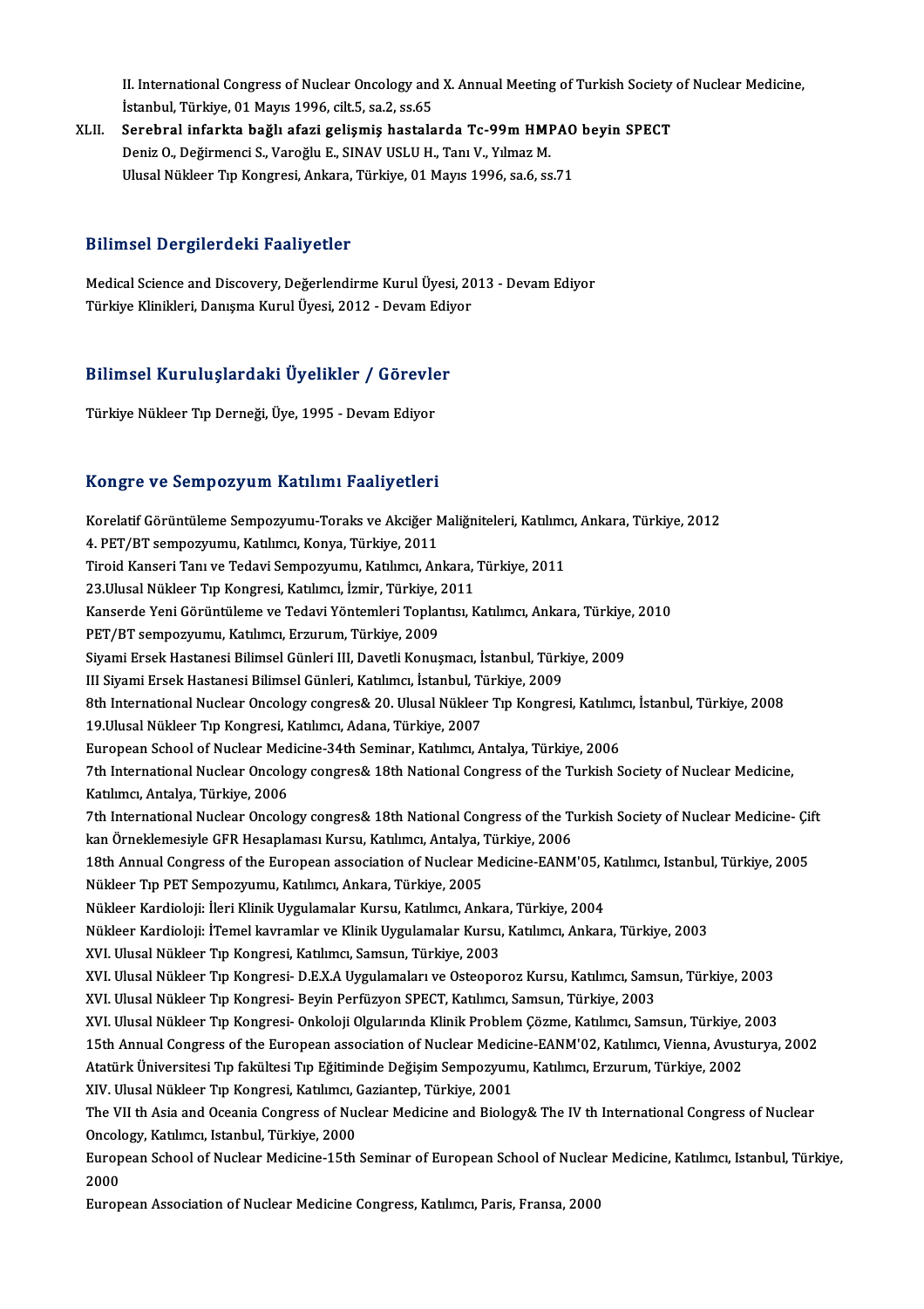II. International Congress of Nuclear Oncology and X. Annual Meeting of Turkish Society of Nuclear Medicine, İstanbul, Türkiye, 01 Mayıs 1996, cilt.5, sa.2, ss.65

XLII. **Serebral infarkta bağlı afazi gelişmiş hastalarda Tc-99m HMPAO beyin SPECT**
Deniz O., Değirmenci S., Varoğlu E., SINAV USLU H., Tanı V., Yılmaz M.
Ulusal Nükleer Tıp Kongresi, Ankara, Türkiye, 01 Mayıs 1996, sa.6, ss.71

## Bilimsel Dergilerdeki Faaliyetler

Medical Science and Discovery, Değerlendirme Kurul Üyesi, 2013 - Devam Ediyor
Türkiye Klinikleri, Danışma Kurul Üyesi, 2012 - Devam Ediyor

## Bilimsel Kuruluşlardaki Üyelikler / Görevler

Türkiye Nükleer Tıp Derneği, Üye, 1995 - Devam Ediyor

## Kongre ve Sempozyum Katılımı Faaliyetleri

Korelatif Görüntüleme Sempozyumu-Toraks ve Akciğer Malğniteleri, Katılımcı, Ankara, Türkiye, 2012
4. PET/BT sempozyumu, Katılımcı, Konya, Türkiye, 2011
Tiroid Kanseri Tanı ve Tedavi Sempozyumu, Katılımcı, Ankara, Türkiye, 2011
23.Ulusal Nükleer Tıp Kongresi, Katılımcı, İzmir, Türkiye, 2011
Kanserde Yeni Görüntüleme ve Tedavi Yöntemleri Toplantısı, Katılımcı, Ankara, Türkiye, 2010
PET/BT sempozyumu, Katılımcı, Erzurum, Türkiye, 2009
Siyami Ersek Hastanesi Bilimsel Günleri III, Davetli Konuşmacı, İstanbul, Türkiye, 2009
III Siyami Ersek Hastanesi Bilimsel Günleri, Katılımcı, İstanbul, Türkiye, 2009
8th International Nuclear Oncology congres& 20. Ulusal Nükleer Tıp Kongresi, Katılımcı, İstanbul, Türkiye, 2008
19.Ulusal Nükleer Tıp Kongresi, Katılımcı, Adana, Türkiye, 2007
European School of Nuclear Medicine-34th Seminar, Katılımcı, Antalya, Türkiye, 2006
7th International Nuclear Oncology congres& 18th National Congress of the Turkish Society of Nuclear Medicine, Katılımcı, Antalya, Türkiye, 2006
7th International Nuclear Oncology congres& 18th National Congress of the Turkish Society of Nuclear Medicine- Çift kan Örneklemesiyle GFR Hesaplaması Kursu, Katılımcı, Antalya, Türkiye, 2006
18th Annual Congress of the European association of Nuclear Medicine-EANM'05, Katılımcı, Istanbul, Türkiye, 2005
Nükleer Tıp PET Sempozyumu, Katılımcı, Ankara, Türkiye, 2005
Nükleer Kardioloji: İleri Klinik Uygulamalar Kursu, Katılımcı, Ankara, Türkiye, 2004
Nükleer Kardioloji: İTemel kavramlar ve Klinik Uygulamalar Kursu, Katılımcı, Ankara, Türkiye, 2003
XVI. Ulusal Nükleer Tıp Kongresi, Katılımcı, Samsun, Türkiye, 2003
XVI. Ulusal Nükleer Tıp Kongresi- D.E.X.A Uygulamaları ve Osteoporoz Kursu, Katılımcı, Samsun, Türkiye, 2003
XVI. Ulusal Nükleer Tıp Kongresi- Beyin Perfüzyon SPECT, Katılımcı, Samsun, Türkiye, 2003
XVI. Ulusal Nükleer Tıp Kongresi- Onkoloji Olgularında Klinik Problem Çözme, Katılımcı, Samsun, Türkiye, 2003
15th Annual Congress of the European association of Nuclear Medicine-EANM'02, Katılımcı, Vienna, Avusturya, 2002
Atatürk Üniversitesi Tıp fakültesi Tıp Eğitiminde Değişim Sempozyumu, Katılımcı, Erzurum, Türkiye, 2002
XIV. Ulusal Nükleer Tıp Kongresi, Katılımcı, Gaziantep, Türkiye, 2001
The VII th Asia and Oceania Congress of Nuclear Medicine and Biology& The IV th International Congress of Nuclear Oncology, Katılımcı, Istanbul, Türkiye, 2000
European School of Nuclear Medicine-15th Seminar of European School of Nuclear Medicine, Katılımcı, Istanbul, Türkiye, 2000
European Association of Nuclear Medicine Congress, Katılımcı, Paris, Fransa, 2000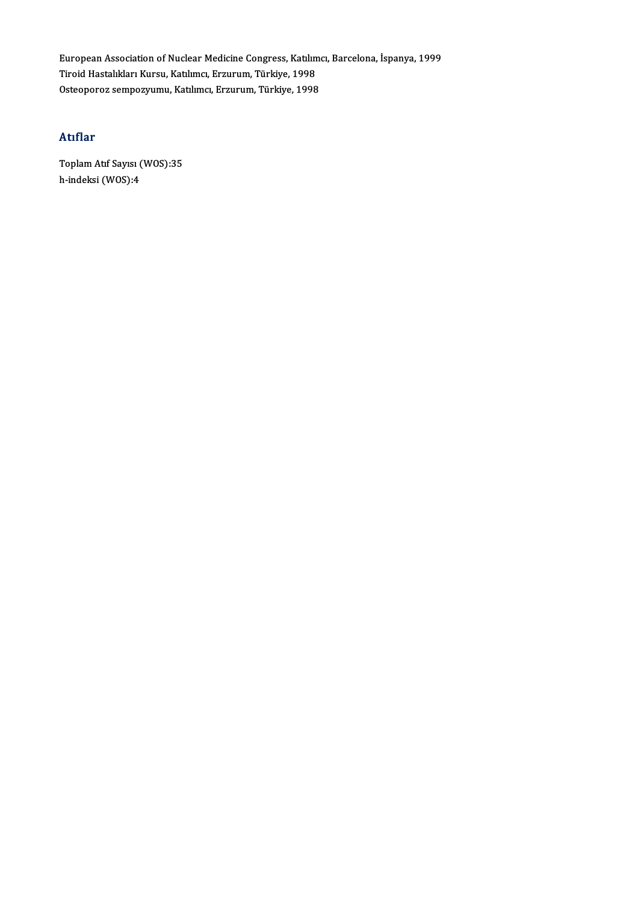European Association of Nuclear Medicine Congress, Katılımcı, Barcelona, İspanya, 1999
Tiroid Hastalıkları Kursu, Katılımcı, Erzurum, Türkiye, 1998
Osteoporoz sempozyumu, Katılımcı, Erzurum, Türkiye, 1998

## Atıflar

Toplam Atıf Sayısı (WOS):35
h-indeksi (WOS):4